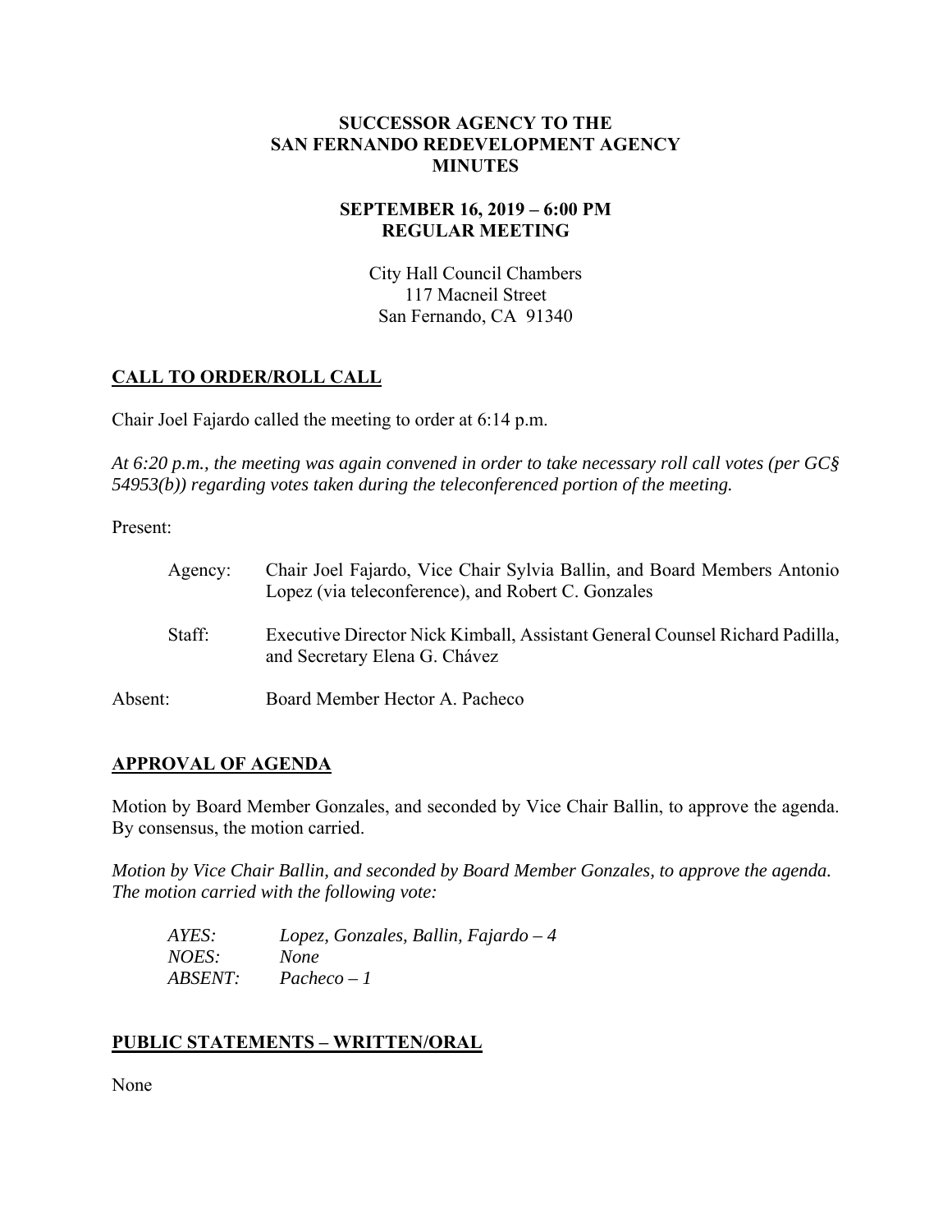**SUCCESSOR AGENCY TO THE**
**SAN FERNANDO REDEVELOPMENT AGENCY**
**MINUTES**

**SEPTEMBER 16, 2019 – 6:00 PM**
**REGULAR MEETING**

City Hall Council Chambers
117 Macneil Street
San Fernando, CA 91340

## CALL TO ORDER/ROLL CALL

Chair Joel Fajardo called the meeting to order at 6:14 p.m.

*At 6:20 p.m., the meeting was again convened in order to take necessary roll call votes (per GC§ 54953(b)) regarding votes taken during the teleconferenced portion of the meeting.*

Present:

Agency: Chair Joel Fajardo, Vice Chair Sylvia Ballin, and Board Members Antonio Lopez (via teleconference), and Robert C. Gonzales

Staff: Executive Director Nick Kimball, Assistant General Counsel Richard Padilla, and Secretary Elena G. Chávez

Absent: Board Member Hector A. Pacheco

## APPROVAL OF AGENDA

Motion by Board Member Gonzales, and seconded by Vice Chair Ballin, to approve the agenda. By consensus, the motion carried.

*Motion by Vice Chair Ballin, and seconded by Board Member Gonzales, to approve the agenda. The motion carried with the following vote:*

*AYES: Lopez, Gonzales, Ballin, Fajardo – 4*
*NOES: None*
*ABSENT: Pacheco – 1*

## PUBLIC STATEMENTS – WRITTEN/ORAL

None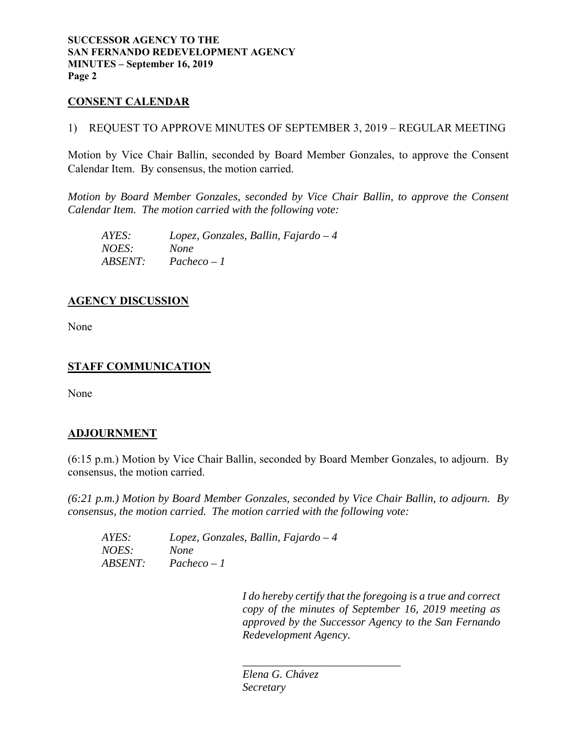## CONSENT CALENDAR

1) REQUEST TO APPROVE MINUTES OF SEPTEMBER 3, 2019 – REGULAR MEETING

Motion by Vice Chair Ballin, seconded by Board Member Gonzales, to approve the Consent Calendar Item. By consensus, the motion carried.

*Motion by Board Member Gonzales, seconded by Vice Chair Ballin, to approve the Consent Calendar Item. The motion carried with the following vote:*

| | |
|---|---|
| *AYES:* | *Lopez, Gonzales, Ballin, Fajardo – 4* |
| *NOES:* | *None* |
| *ABSENT:* | *Pacheco – 1* |

## AGENCY DISCUSSION

None

## STAFF COMMUNICATION

None

## ADJOURNMENT

(6:15 p.m.) Motion by Vice Chair Ballin, seconded by Board Member Gonzales, to adjourn. By consensus, the motion carried.

*(6:21 p.m.) Motion by Board Member Gonzales, seconded by Vice Chair Ballin, to adjourn. By consensus, the motion carried. The motion carried with the following vote:*

| | |
|---|---|
| *AYES:* | *Lopez, Gonzales, Ballin, Fajardo – 4* |
| *NOES:* | *None* |
| *ABSENT:* | *Pacheco – 1* |

*I do hereby certify that the foregoing is a true and correct copy of the minutes of September 16, 2019 meeting as approved by the Successor Agency to the San Fernando Redevelopment Agency.*

\_\_\_\_\_\_\_\_\_\_\_\_\_\_\_\_\_\_\_\_\_\_\_\_\_\_\_\_\_\_

*Elena G. Chávez*
*Secretary*